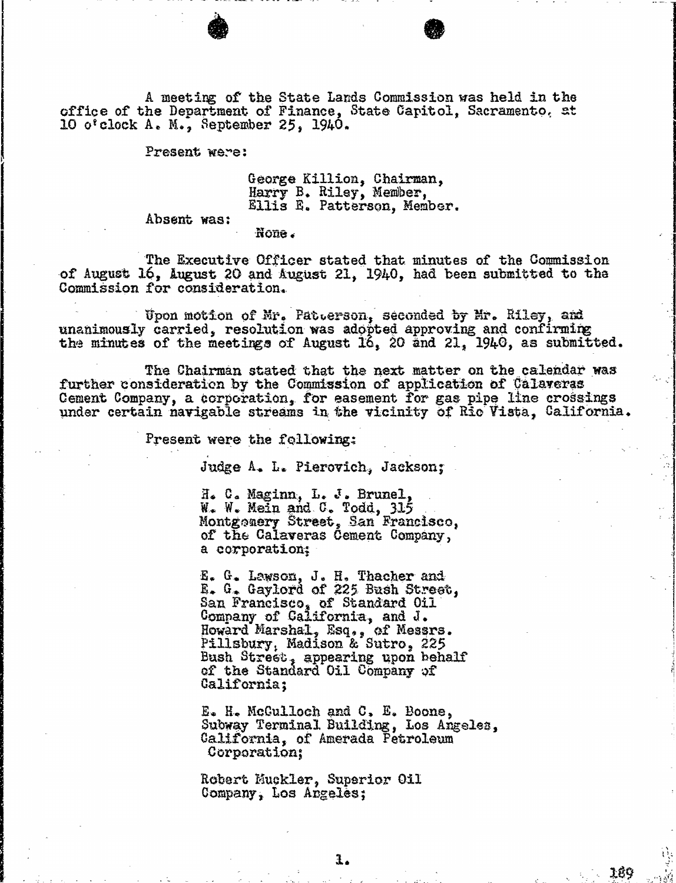A meeting of the State Lands Commission was held in the office of the Department of Finance, State Capitol, Sacramento, at 10 o'clock A. M., September 25, 1940.

Present were:

George Killion, Chairman,
Harry B. Riley, Member,
Ellis E. Patterson, Member.

Absent was:

None.

The Executive Officer stated that minutes of the Commission of August 16, August 20 and August 21, 1940, had been submitted to the Commission for consideration.

Upon motion of Mr. Patterson, seconded by Mr. Riley, and unanimously carried, resolution was adopted approving and confirming the minutes of the meetings of August 16, 20 and 21, 1940, as submitted.

The Chairman stated that the next matter on the calendar was further consideration by the Commission of application of Calaveras Cement Company, a corporation, for easement for gas pipe line crossings under certain navigable streams in the vicinity of Rio Vista, California.

Present were the following:

Judge A. L. Pierovich, Jackson;

H. C. Maginn, L. J. Brunel, W. W. Mein and C. Todd, 315 Montgomery Street, San Francisco, of the Calaveras Cement Company, a corporation;

E. G. Lawson, J. H. Thacher and E. G. Gaylord of 225 Bush Street, San Francisco, of Standard Oil Company of California, and J. Howard Marshal, Esq., of Messrs. Pillsbury, Madison & Sutro, 225 Bush Street, appearing upon behalf of the Standard Oil Company of California;

E. H. McCulloch and C. E. Boone, Subway Terminal Building, Los Angeles, California, of Amerada Petroleum Corporation;

Robert Muckler, Superior Oil Company, Los Angeles;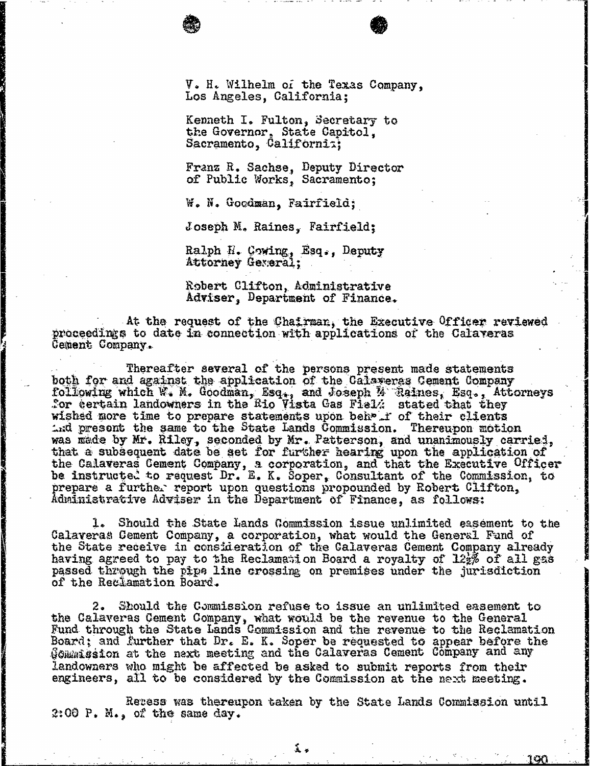V. H. Wilhelm of the Texas Company, Los Angeles, California;

Kenneth I. Fulton, Secretary to the Governor, State Capitol, Sacramento, California;

Franz R. Sachse, Deputy Director of Public Works, Sacramento;

W. N. Goodman, Fairfield;

Joseph M. Raines, Fairfield;

Ralph H. Cowing, Esq., Deputy Attorney General;

Robert Clifton, Administrative Adviser, Department of Finance.

At the request of the Chairman, the Executive Officer reviewed proceedings to date in connection with applications of the Calaveras Cement Company.

Thereafter several of the persons present made statements both for and against the application of the Calaveras Cement Company following which W. M. Goodman, Esq., and Joseph M. Raines, Esq., Attorneys for certain landowners in the Rio Vista Gas Field stated that they wished more time to prepare statements upon behalf of their clients and present the same to the State Lands Commission. Thereupon motion was made by Mr. Riley, seconded by Mr. Patterson, and unanimously carried, that a subsequent date be set for further hearing upon the application of the Calaveras Cement Company, a corporation, and that the Executive Officer be instructed to request Dr. E. K. Soper, Consultant of the Commission, to prepare a further report upon questions propounded by Robert Clifton, Administrative Adviser in the Department of Finance, as follows:

1. Should the State Lands Commission issue unlimited easement to the Calaveras Cement Company, a corporation, what would the General Fund of the State receive in consideration of the Calaveras Cement Company already having agreed to pay to the Reclamation Board a royalty of 12½% of all gas passed through the pipe line crossing on premises under the jurisdiction of the Reclamation Board.

2. Should the Commission refuse to issue an unlimited easement to the Calaveras Cement Company, what would be the revenue to the General Fund through the State Lands Commission and the revenue to the Reclamation Board; and further that Dr. E. K. Soper be requested to appear before the Commission at the next meeting and the Calaveras Cement Company and any landowners who might be affected be asked to submit reports from their engineers, all to be considered by the Commission at the next meeting.

Recess was thereupon taken by the State Lands Commission until 2:00 P. M., of the same day.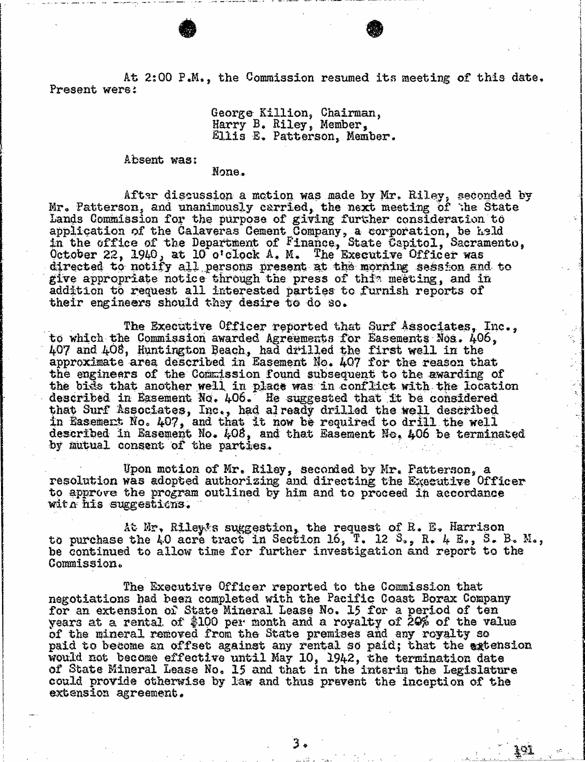At 2:00 P.M., the Commission resumed its meeting of this date. Present were:

George Killion, Chairman,
Harry B. Riley, Member,
Ellis E. Patterson, Member.

Absent was:

None.

After discussion a motion was made by Mr. Riley, seconded by Mr. Patterson, and unanimously carried, the next meeting of the State Lands Commission for the purpose of giving further consideration to application of the Calaveras Cement Company, a corporation, be held in the office of the Department of Finance, State Capitol, Sacramento, October 22, 1940, at 10 o'clock A. M. The Executive Officer was directed to notify all persons present at the morning session and to give appropriate notice through the press of this meeting, and in addition to request all interested parties to furnish reports of their engineers should they desire to do so.

The Executive Officer reported that Surf Associates, Inc., to which the Commission awarded Agreements for Easements Nos. 406, 407 and 408, Huntington Beach, had drilled the first well in the approximate area described in Easement No. 407 for the reason that the engineers of the Commission found subsequent to the awarding of the bids that another well in place was in conflict with the location described in Easement No. 406. He suggested that it be considered that Surf Associates, Inc., had already drilled the well described in Easement No. 407, and that it now be required to drill the well described in Easement No. 408, and that Easement No. 406 be terminated by mutual consent of the parties.

Upon motion of Mr. Riley, seconded by Mr. Patterson, a resolution was adopted authorizing and directing the Executive Officer to approve the program outlined by him and to proceed in accordance with his suggestions.

At Mr. Riley's suggestion, the request of R. E. Harrison to purchase the 40 acre tract in Section 16, T. 12 S., R. 4 E., S. B. M., be continued to allow time for further investigation and report to the Commission.

The Executive Officer reported to the Commission that negotiations had been completed with the Pacific Coast Borax Company for an extension of State Mineral Lease No. 15 for a period of ten years at a rental of $100 per month and a royalty of 20% of the value of the mineral removed from the State premises and any royalty so paid to become an offset against any rental so paid; that the extension would not become effective until May 10, 1942, the termination date of State Mineral Lease No. 15 and that in the interim the Legislature could provide otherwise by law and thus prevent the inception of the extension agreement.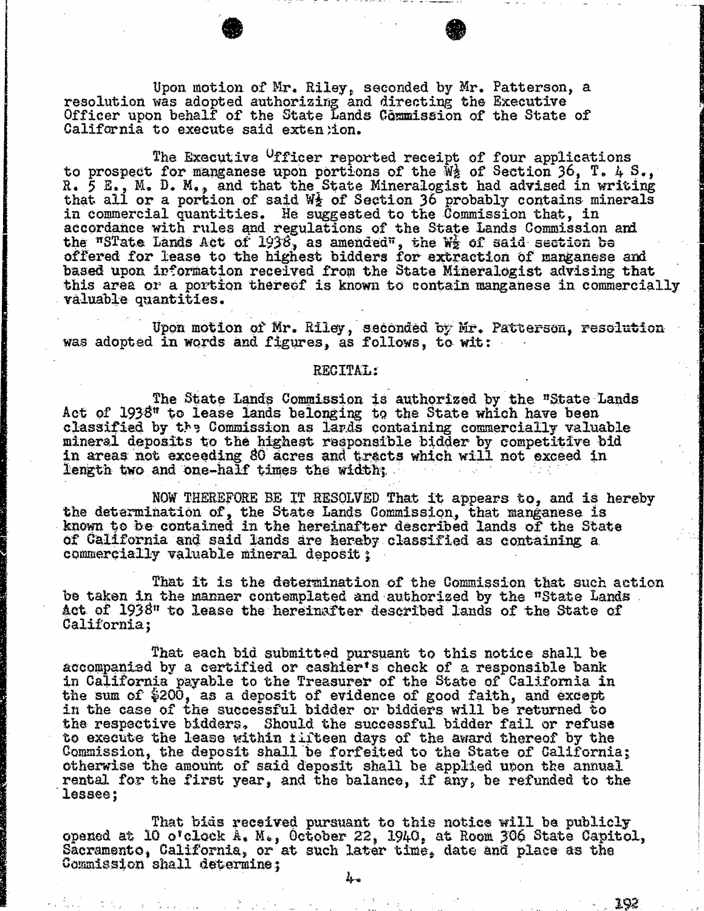Upon motion of Mr. Riley, seconded by Mr. Patterson, a resolution was adopted authorizing and directing the Executive Officer upon behalf of the State Lands Commission of the State of California to execute said extension.

The Executive Officer reported receipt of four applications to prospect for manganese upon portions of the W½ of Section 36, T. 4 S., R. 5 E., M. D. M., and that the State Mineralogist had advised in writing that all or a portion of said W½ of Section 36 probably contains minerals in commercial quantities. He suggested to the Commission that, in accordance with rules and regulations of the State Lands Commission and the "STate Lands Act of 1938, as amended", the W½ of said section be offered for lease to the highest bidders for extraction of manganese and based upon information received from the State Mineralogist advising that this area or a portion thereof is known to contain manganese in commercially valuable quantities.

Upon motion of Mr. Riley, seconded by Mr. Patterson, resolution was adopted in words and figures, as follows, to wit:

RECITAL:

The State Lands Commission is authorized by the "State Lands Act of 1938" to lease lands belonging to the State which have been classified by the Commission as lands containing commercially valuable mineral deposits to the highest responsible bidder by competitive bid in areas not exceeding 80 acres and tracts which will not exceed in length two and one-half times the width;

NOW THEREFORE BE IT RESOLVED That it appears to, and is hereby the determination of, the State Lands Commission, that manganese is known to be contained in the hereinafter described lands of the State of California and said lands are hereby classified as containing a commercially valuable mineral deposit;

That it is the determination of the Commission that such action be taken in the manner contemplated and authorized by the "State Lands Act of 1938" to lease the hereinafter described lands of the State of California;

That each bid submitted pursuant to this notice shall be accompanied by a certified or cashier's check of a responsible bank in California payable to the Treasurer of the State of California in the sum of $200, as a deposit of evidence of good faith, and except in the case of the successful bidder or bidders will be returned to the respective bidders. Should the successful bidder fail or refuse to execute the lease within fifteen days of the award thereof by the Commission, the deposit shall be forfeited to the State of California; otherwise the amount of said deposit shall be applied upon the annual rental for the first year, and the balance, if any, be refunded to the lessee;

That bids received pursuant to this notice will be publicly opened at 10 o'clock A. M., October 22, 1940, at Room 306 State Capitol, Sacramento, California, or at such later time, date and place as the Commission shall determine;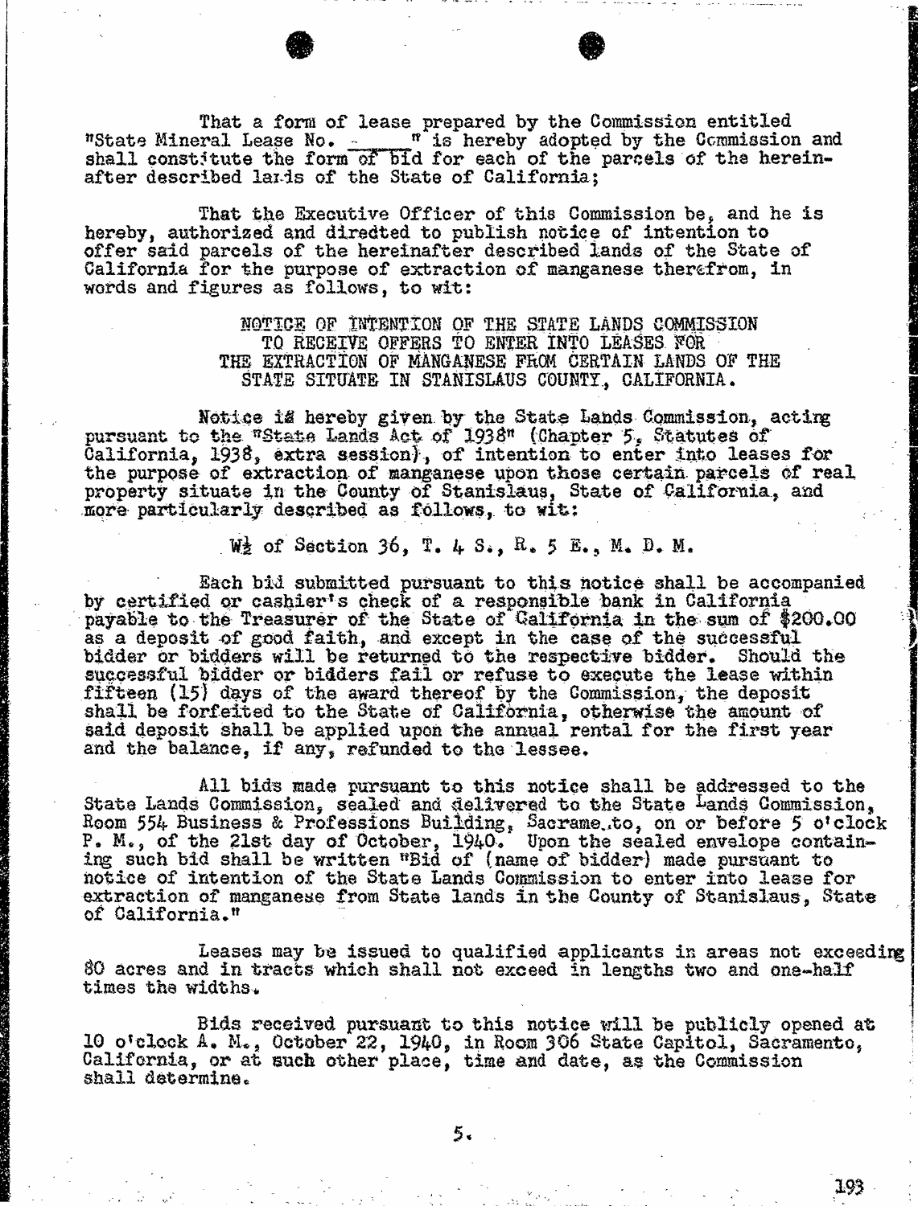That a form of lease prepared by the Commission entitled "State Mineral Lease No. \_\_\_\_" is hereby adopted by the Commission and shall constitute the form of bid for each of the parcels of the hereinafter described lands of the State of California;

That the Executive Officer of this Commission be, and he is hereby, authorized and directed to publish notice of intention to offer said parcels of the hereinafter described lands of the State of California for the purpose of extraction of manganese therefrom, in words and figures as follows, to wit:

NOTICE OF INTENTION OF THE STATE LANDS COMMISSION TO RECEIVE OFFERS TO ENTER INTO LEASES FOR THE EXTRACTION OF MANGANESE FROM CERTAIN LANDS OF THE STATE SITUATE IN STANISLAUS COUNTY, CALIFORNIA.

Notice is hereby given by the State Lands Commission, acting pursuant to the "State Lands Act of 1938" (Chapter 5, Statutes of California, 1938, extra session), of intention to enter into leases for the purpose of extraction of manganese upon those certain parcels of real property situate in the County of Stanislaus, State of California, and more particularly described as follows, to wit:

W½ of Section 36, T. 4 S., R. 5 E., M. D. M.

Each bid submitted pursuant to this notice shall be accompanied by certified or cashier's check of a responsible bank in California payable to the Treasurer of the State of California in the sum of $200.00 as a deposit of good faith, and except in the case of the successful bidder or bidders will be returned to the respective bidder. Should the successful bidder or bidders fail or refuse to execute the lease within fifteen (15) days of the award thereof by the Commission, the deposit shall be forfeited to the State of California, otherwise the amount of said deposit shall be applied upon the annual rental for the first year and the balance, if any, refunded to the lessee.

All bids made pursuant to this notice shall be addressed to the State Lands Commission, sealed and delivered to the State Lands Commission, Room 554 Business & Professions Building, Sacramento, on or before 5 o'clock P. M., of the 21st day of October, 1940. Upon the sealed envelope containing such bid shall be written "Bid of (name of bidder) made pursuant to notice of intention of the State Lands Commission to enter into lease for extraction of manganese from State lands in the County of Stanislaus, State of California."

Leases may be issued to qualified applicants in areas not exceeding 80 acres and in tracts which shall not exceed in lengths two and one-half times the widths.

Bids received pursuant to this notice will be publicly opened at 10 o'clock A. M., October 22, 1940, in Room 306 State Capitol, Sacramento, California, or at such other place, time and date, as the Commission shall determine.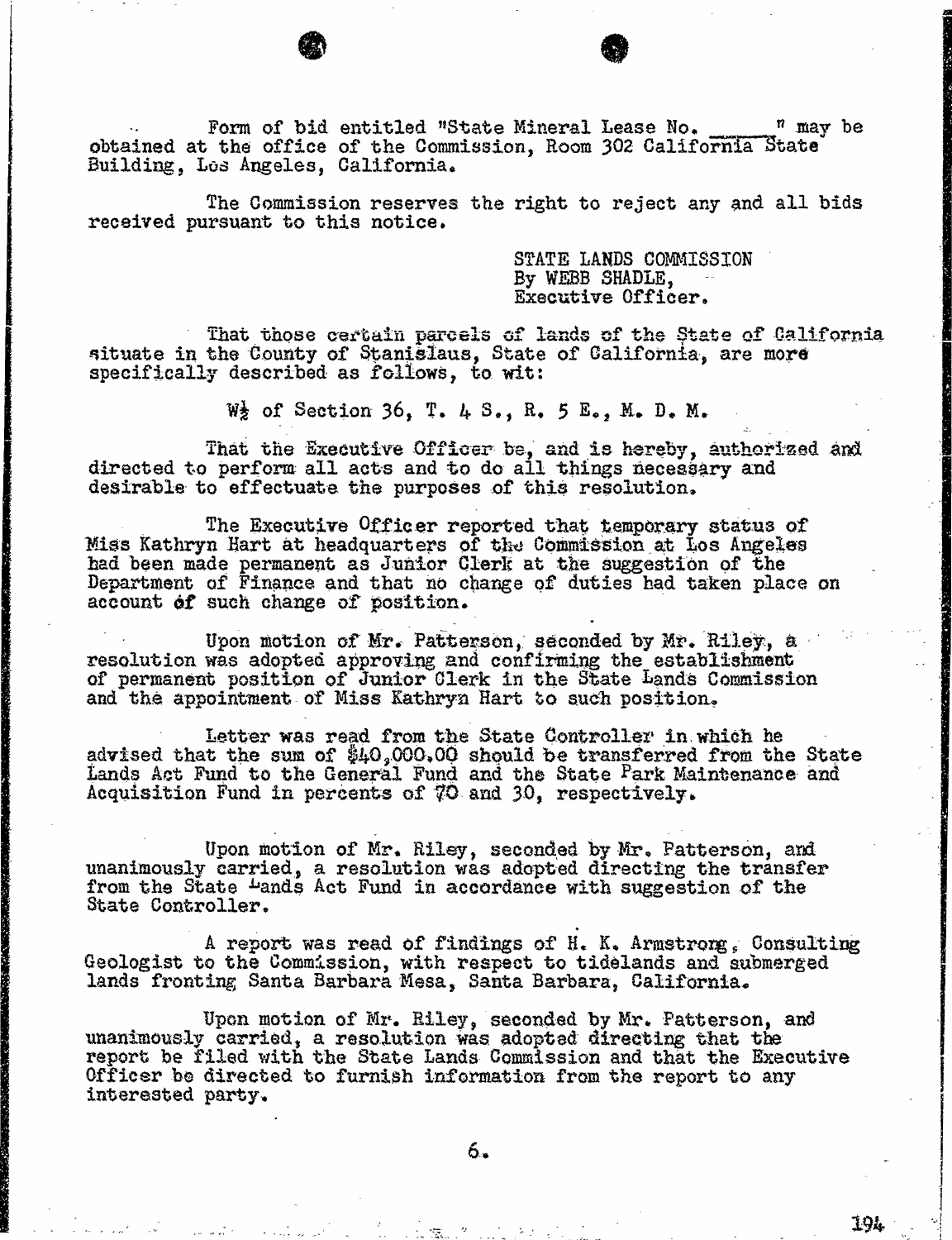Form of bid entitled "State Mineral Lease No. \_\_\_\_\_" may be obtained at the office of the Commission, Room 302 California State Building, Los Angeles, California.

The Commission reserves the right to reject any and all bids received pursuant to this notice.

STATE LANDS COMMISSION  
By WEBB SHADLE,  
Executive Officer.

That those certain parcels of lands of the State of California situate in the County of Stanislaus, State of California, are more specifically described as follows, to wit:

W½ of Section 36, T. 4 S., R. 5 E., M. D. M.

That the Executive Officer be, and is hereby, authorized and directed to perform all acts and to do all things necessary and desirable to effectuate the purposes of this resolution.

The Executive Officer reported that temporary status of Miss Kathryn Hart at headquarters of the Commission at Los Angeles had been made permanent as Junior Clerk at the suggestion of the Department of Finance and that no change of duties had taken place on account of such change of position.

Upon motion of Mr. Patterson, seconded by Mr. Riley, a resolution was adopted approving and confirming the establishment of permanent position of Junior Clerk in the State Lands Commission and the appointment of Miss Kathryn Hart to such position.

Letter was read from the State Controller in which he advised that the sum of $40,000.00 should be transferred from the State Lands Act Fund to the General Fund and the State Park Maintenance and Acquisition Fund in percents of 70 and 30, respectively.

Upon motion of Mr. Riley, seconded by Mr. Patterson, and unanimously carried, a resolution was adopted directing the transfer from the State Lands Act Fund in accordance with suggestion of the State Controller.

A report was read of findings of H. K. Armstrong, Consulting Geologist to the Commission, with respect to tidelands and submerged lands fronting Santa Barbara Mesa, Santa Barbara, California.

Upon motion of Mr. Riley, seconded by Mr. Patterson, and unanimously carried, a resolution was adopted directing that the report be filed with the State Lands Commission and that the Executive Officer be directed to furnish information from the report to any interested party.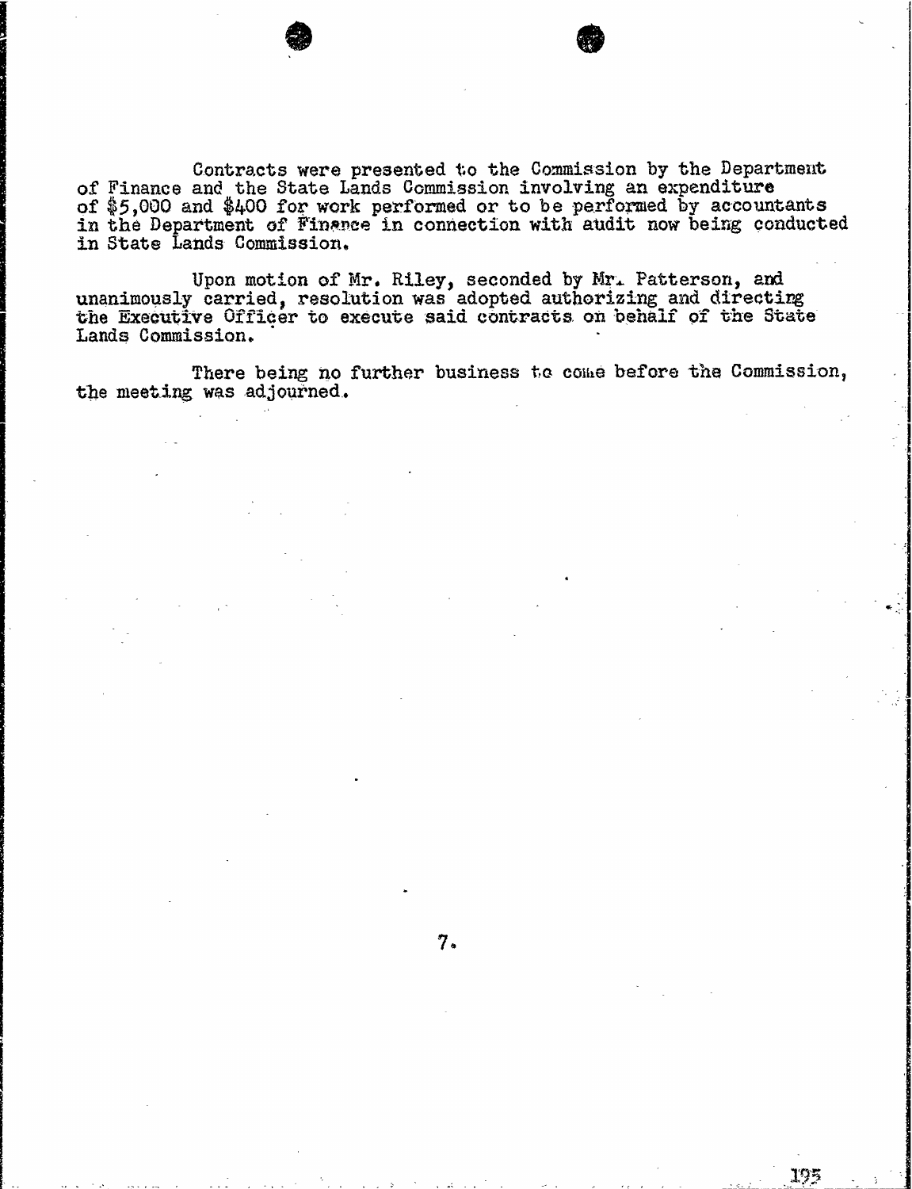Contracts were presented to the Commission by the Department of Finance and the State Lands Commission involving an expenditure of $5,000 and $400 for work performed or to be performed by accountants in the Department of Finance in connection with audit now being conducted in State Lands Commission.

Upon motion of Mr. Riley, seconded by Mr. Patterson, and unanimously carried, resolution was adopted authorizing and directing the Executive Officer to execute said contracts on behalf of the State Lands Commission.

There being no further business to come before the Commission, the meeting was adjourned.